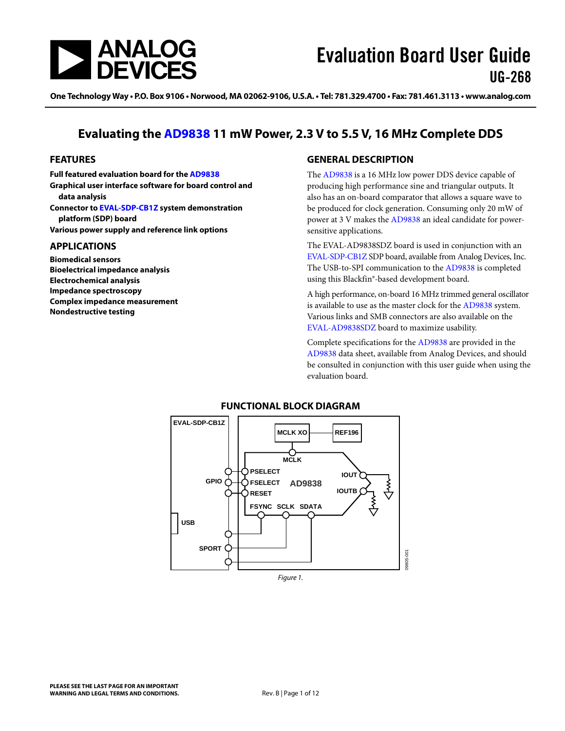# Evaluation Board User Guide
## UG-268

One Technology Way • P.O. Box 9106 • Norwood, MA 02062-9106, U.S.A. • Tel: 781.329.4700 • Fax: 781.461.3113 • www.analog.com

# Evaluating the AD9838 11 mW Power, 2.3 V to 5.5 V, 16 MHz Complete DDS

## FEATURES

**Full featured evaluation board for the AD9838**
**Graphical user interface software for board control and data analysis**
**Connector to EVAL-SDP-CB1Z system demonstration platform (SDP) board**
**Various power supply and reference link options**

## APPLICATIONS

**Biomedical sensors**
**Bioelectrical impedance analysis**
**Electrochemical analysis**
**Impedance spectroscopy**
**Complex impedance measurement**
**Nondestructive testing**

## GENERAL DESCRIPTION

The AD9838 is a 16 MHz low power DDS device capable of producing high performance sine and triangular outputs. It also has an on-board comparator that allows a square wave to be produced for clock generation. Consuming only 20 mW of power at 3 V makes the AD9838 an ideal candidate for power-sensitive applications.

The EVAL-AD9838SDZ board is used in conjunction with an EVAL-SDP-CB1Z SDP board, available from Analog Devices, Inc. The USB-to-SPI communication to the AD9838 is completed using this Blackfin®-based development board.

A high performance, on-board 16 MHz trimmed general oscillator is available to use as the master clock for the AD9838 system. Various links and SMB connectors are also available on the EVAL-AD9838SDZ board to maximize usability.

Complete specifications for the AD9838 are provided in the AD9838 data sheet, available from Analog Devices, and should be consulted in conjunction with this user guide when using the evaluation board.

## FUNCTIONAL BLOCK DIAGRAM

*Figure 1.*

PLEASE SEE THE LAST PAGE FOR AN IMPORTANT WARNING AND LEGAL TERMS AND CONDITIONS.

Rev. B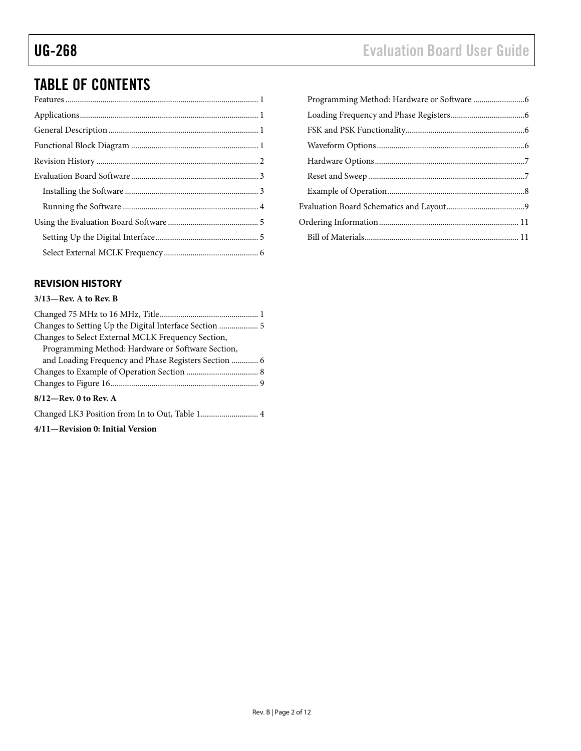## TABLE OF CONTENTS

Features ... 1
Applications ... 1
General Description ... 1
Functional Block Diagram ... 1
Revision History ... 2
Evaluation Board Software ... 3
- Installing the Software ... 3
- Running the Software ... 4

Using the Evaluation Board Software ... 5
- Setting Up the Digital Interface ... 5
- Select External MCLK Frequency ... 6
- Programming Method: Hardware or Software ... 6
- Loading Frequency and Phase Registers ... 6
- FSK and PSK Functionality ... 6
- Waveform Options ... 6
- Hardware Options ... 7
- Reset and Sweep ... 7
- Example of Operation ... 8

Evaluation Board Schematics and Layout ... 9
Ordering Information ... 11
- Bill of Materials ... 11

### REVISION HISTORY

**3/13—Rev. A to Rev. B**

Changed 75 MHz to 16 MHz, Title ... 1
Changes to Setting Up the Digital Interface Section ... 5
Changes to Select External MCLK Frequency Section, Programming Method: Hardware or Software Section, and Loading Frequency and Phase Registers Section ... 6
Changes to Example of Operation Section ... 8
Changes to Figure 16 ... 9

**8/12—Rev. 0 to Rev. A**

Changed LK3 Position from In to Out, Table 1 ... 4

**4/11—Revision 0: Initial Version**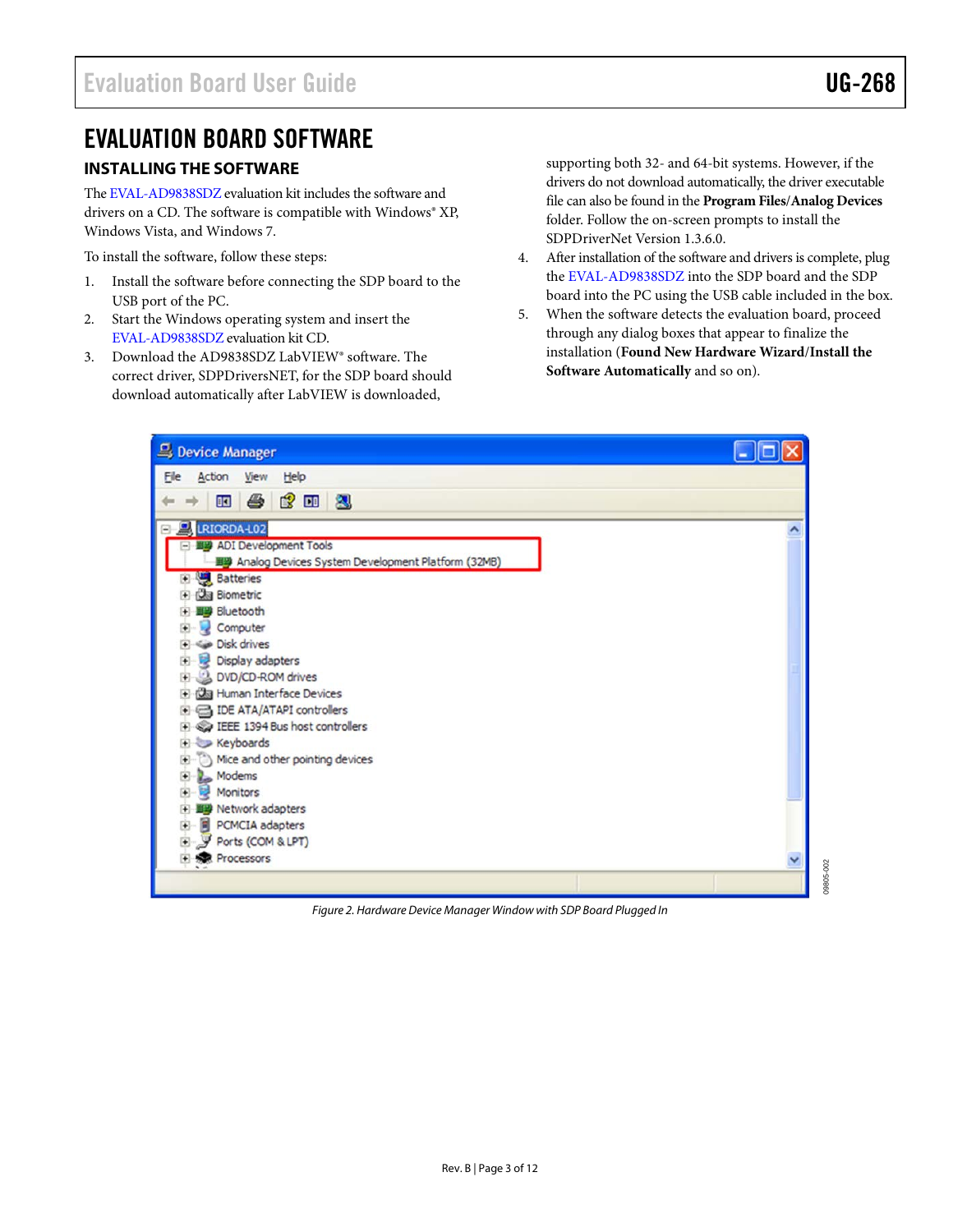# EVALUATION BOARD SOFTWARE

## INSTALLING THE SOFTWARE

The EVAL-AD9838SDZ evaluation kit includes the software and drivers on a CD. The software is compatible with Windows® XP, Windows Vista, and Windows 7.

To install the software, follow these steps:

1. Install the software before connecting the SDP board to the USB port of the PC.
2. Start the Windows operating system and insert the EVAL-AD9838SDZ evaluation kit CD.
3. Download the AD9838SDZ LabVIEW® software. The correct driver, SDPDriversNET, for the SDP board should download automatically after LabVIEW is downloaded, supporting both 32- and 64-bit systems. However, if the drivers do not download automatically, the driver executable file can also be found in the **Program Files/Analog Devices** folder. Follow the on-screen prompts to install the SDPDriverNet Version 1.3.6.0.
4. After installation of the software and drivers is complete, plug the EVAL-AD9838SDZ into the SDP board and the SDP board into the PC using the USB cable included in the box.
5. When the software detects the evaluation board, proceed through any dialog boxes that appear to finalize the installation (**Found New Hardware Wizard/Install the Software Automatically** and so on).

*Figure 2. Hardware Device Manager Window with SDP Board Plugged In*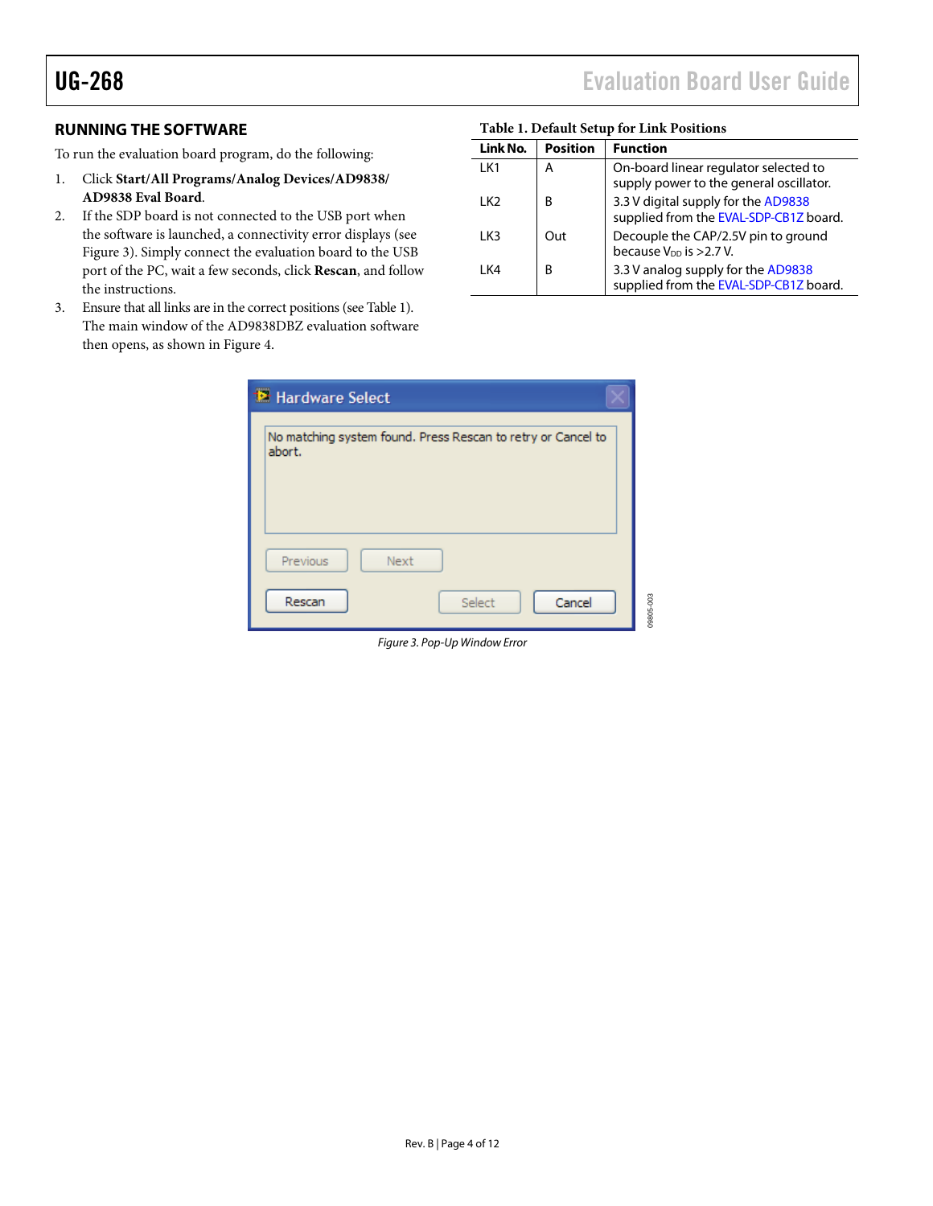## RUNNING THE SOFTWARE

To run the evaluation board program, do the following:

1. Click **Start/All Programs/Analog Devices/AD9838/ AD9838 Eval Board**.
2. If the SDP board is not connected to the USB port when the software is launched, a connectivity error displays (see Figure 3). Simply connect the evaluation board to the USB port of the PC, wait a few seconds, click **Rescan**, and follow the instructions.
3. Ensure that all links are in the correct positions (see Table 1). The main window of the AD9838DBZ evaluation software then opens, as shown in Figure 4.

**Table 1. Default Setup for Link Positions**

| Link No. | Position | Function |
|---|---|---|
| LK1 | A | On-board linear regulator selected to supply power to the general oscillator. |
| LK2 | B | 3.3 V digital supply for the AD9838 supplied from the EVAL-SDP-CB1Z board. |
| LK3 | Out | Decouple the CAP/2.5V pin to ground because $V_{DD}$ is >2.7 V. |
| LK4 | B | 3.3 V analog supply for the AD9838 supplied from the EVAL-SDP-CB1Z board. |

*Figure 3. Pop-Up Window Error*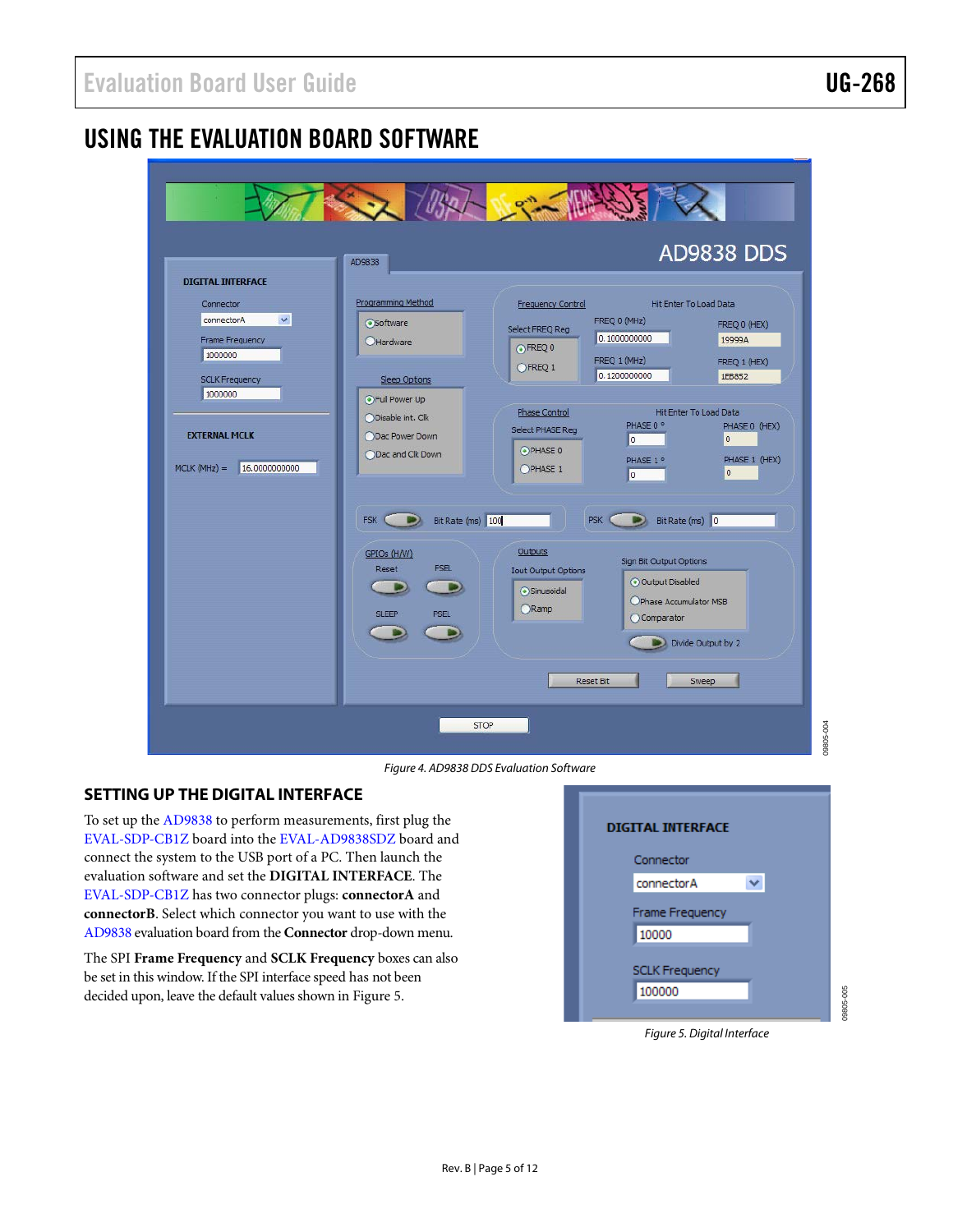## USING THE EVALUATION BOARD SOFTWARE

Figure 4. AD9838 DDS Evaluation Software

### SETTING UP THE DIGITAL INTERFACE

To set up the AD9838 to perform measurements, first plug the EVAL-SDP-CB1Z board into the EVAL-AD9838SDZ board and connect the system to the USB port of a PC. Then launch the evaluation software and set the **DIGITAL INTERFACE**. The EVAL-SDP-CB1Z has two connector plugs: **connectorA** and **connectorB**. Select which connector you want to use with the AD9838 evaluation board from the **Connector** drop-down menu.

The SPI **Frame Frequency** and **SCLK Frequency** boxes can also be set in this window. If the SPI interface speed has not been decided upon, leave the default values shown in Figure 5.

Figure 5. Digital Interface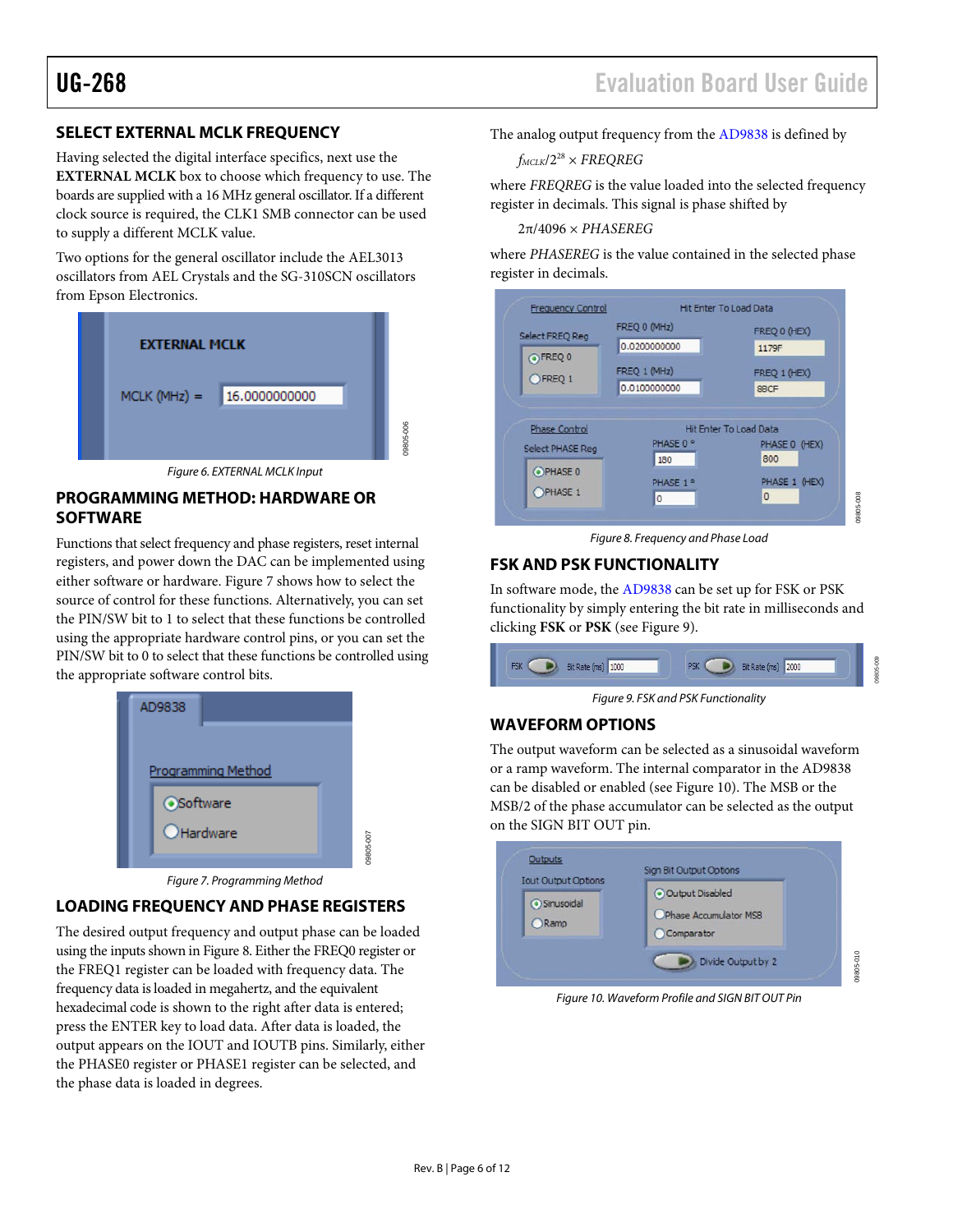## SELECT EXTERNAL MCLK FREQUENCY

Having selected the digital interface specifics, next use the **EXTERNAL MCLK** box to choose which frequency to use. The boards are supplied with a 16 MHz general oscillator. If a different clock source is required, the CLK1 SMB connector can be used to supply a different MCLK value.

Two options for the general oscillator include the AEL3013 oscillators from AEL Crystals and the SG-310SCN oscillators from Epson Electronics.

*Figure 6. EXTERNAL MCLK Input*

## PROGRAMMING METHOD: HARDWARE OR SOFTWARE

Functions that select frequency and phase registers, reset internal registers, and power down the DAC can be implemented using either software or hardware. Figure 7 shows how to select the source of control for these functions. Alternatively, you can set the PIN/SW bit to 1 to select that these functions be controlled using the appropriate hardware control pins, or you can set the PIN/SW bit to 0 to select that these functions be controlled using the appropriate software control bits.

*Figure 7. Programming Method*

## LOADING FREQUENCY AND PHASE REGISTERS

The desired output frequency and output phase can be loaded using the inputs shown in Figure 8. Either the FREQ0 register or the FREQ1 register can be loaded with frequency data. The frequency data is loaded in megahertz, and the equivalent hexadecimal code is shown to the right after data is entered; press the ENTER key to load data. After data is loaded, the output appears on the IOUT and IOUTB pins. Similarly, either the PHASE0 register or PHASE1 register can be selected, and the phase data is loaded in degrees.

The analog output frequency from the AD9838 is defined by

$$f_{MCLK}/2^{28} \times FREQREG$$

where *FREQREG* is the value loaded into the selected frequency register in decimals. This signal is phase shifted by

$$2\pi/4096 \times PHASEREG$$

where *PHASEREG* is the value contained in the selected phase register in decimals.

*Figure 8. Frequency and Phase Load*

## FSK AND PSK FUNCTIONALITY

In software mode, the AD9838 can be set up for FSK or PSK functionality by simply entering the bit rate in milliseconds and clicking **FSK** or **PSK** (see Figure 9).

*Figure 9. FSK and PSK Functionality*

## WAVEFORM OPTIONS

The output waveform can be selected as a sinusoidal waveform or a ramp waveform. The internal comparator in the AD9838 can be disabled or enabled (see Figure 10). The MSB or the MSB/2 of the phase accumulator can be selected as the output on the SIGN BIT OUT pin.

*Figure 10. Waveform Profile and SIGN BIT OUT Pin*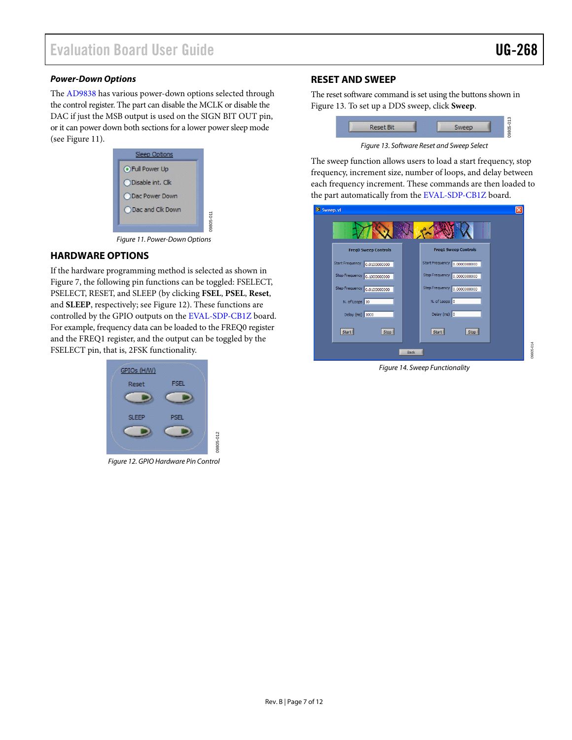### *Power-Down Options*

The AD9838 has various power-down options selected through the control register. The part can disable the MCLK or disable the DAC if just the MSB output is used on the SIGN BIT OUT pin, or it can power down both sections for a lower power sleep mode (see Figure 11).

*Figure 11. Power-Down Options*

## HARDWARE OPTIONS

If the hardware programming method is selected as shown in Figure 7, the following pin functions can be toggled: FSELECT, PSELECT, RESET, and SLEEP (by clicking **FSEL**, **PSEL**, **Reset**, and **SLEEP**, respectively; see Figure 12). These functions are controlled by the GPIO outputs on the EVAL-SDP-CB1Z board. For example, frequency data can be loaded to the FREQ0 register and the FREQ1 register, and the output can be toggled by the FSELECT pin, that is, 2FSK functionality.

*Figure 12. GPIO Hardware Pin Control*

## RESET AND SWEEP

The reset software command is set using the buttons shown in Figure 13. To set up a DDS sweep, click **Sweep**.

*Figure 13. Software Reset and Sweep Select*

The sweep function allows users to load a start frequency, stop frequency, increment size, number of loops, and delay between each frequency increment. These commands are then loaded to the part automatically from the EVAL-SDP-CB1Z board.

*Figure 14. Sweep Functionality*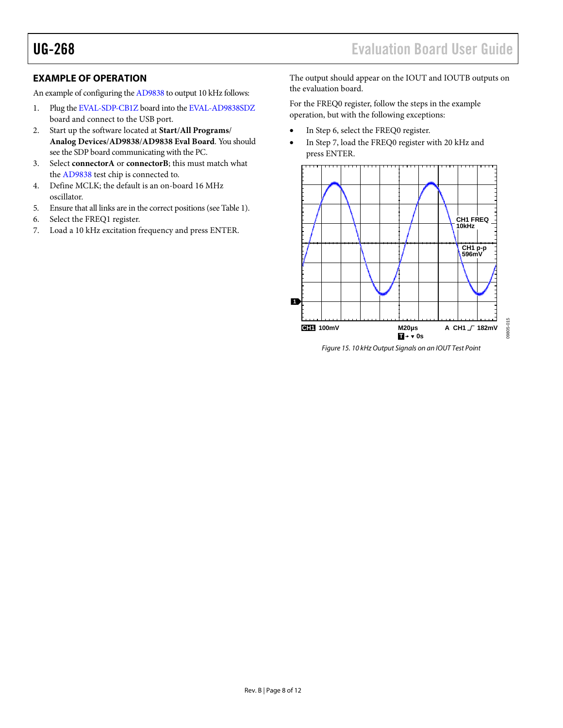## EXAMPLE OF OPERATION

An example of configuring the AD9838 to output 10 kHz follows:

1. Plug the EVAL-SDP-CB1Z board into the EVAL-AD9838SDZ board and connect to the USB port.
2. Start up the software located at **Start/All Programs/ Analog Devices/AD9838/AD9838 Eval Board**. You should see the SDP board communicating with the PC.
3. Select **connectorA** or **connectorB**; this must match what the AD9838 test chip is connected to.
4. Define MCLK; the default is an on-board 16 MHz oscillator.
5. Ensure that all links are in the correct positions (see Table 1).
6. Select the FREQ1 register.
7. Load a 10 kHz excitation frequency and press ENTER.

The output should appear on the IOUT and IOUTB outputs on the evaluation board.

For the FREQ0 register, follow the steps in the example operation, but with the following exceptions:

- In Step 6, select the FREQ0 register.
- In Step 7, load the FREQ0 register with 20 kHz and press ENTER.

*Figure 15. 10 kHz Output Signals on an IOUT Test Point*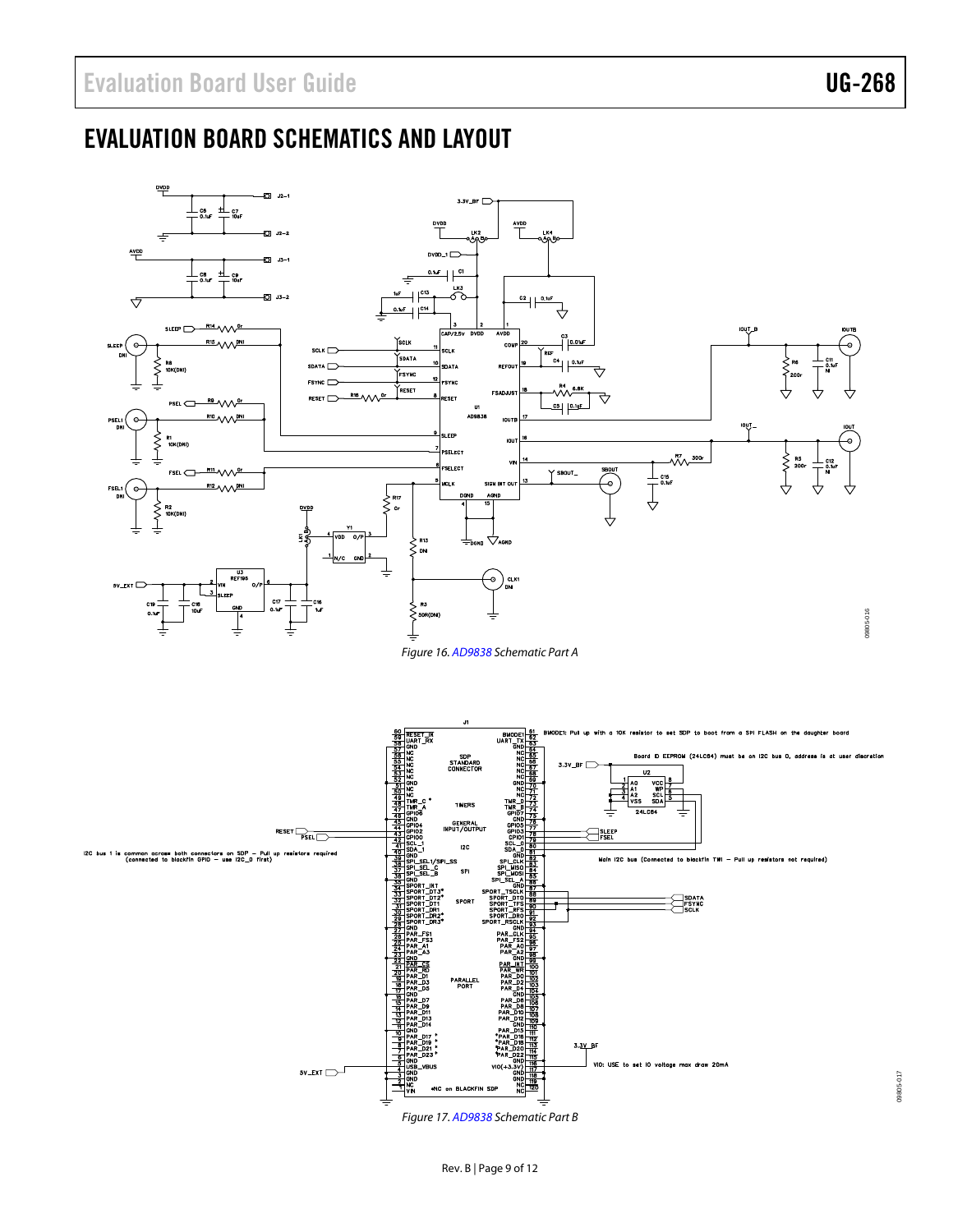## EVALUATION BOARD SCHEMATICS AND LAYOUT

*Figure 16. AD9838 Schematic Part A*

*Figure 17. AD9838 Schematic Part B*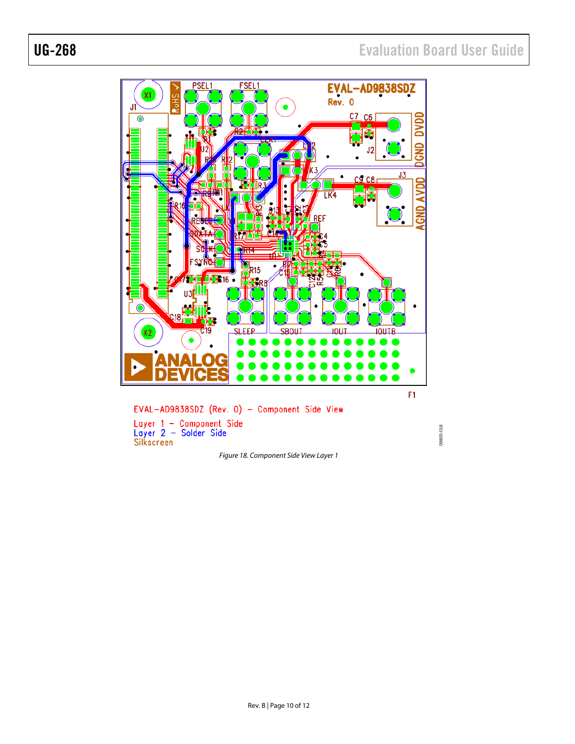Figure 18. Component Side View Layer 1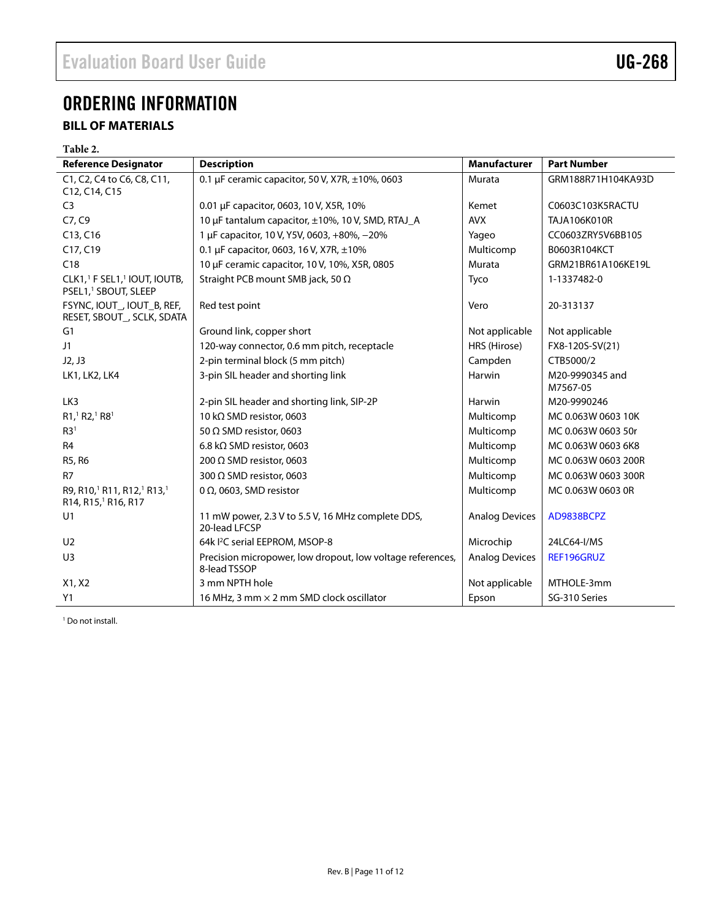# ORDERING INFORMATION

## BILL OF MATERIALS

Table 2.

| Reference Designator | Description | Manufacturer | Part Number |
|---|---|---|---|
| C1, C2, C4 to C6, C8, C11, C12, C14, C15 | 0.1 µF ceramic capacitor, 50 V, X7R, ±10%, 0603 | Murata | GRM188R71H104KA93D |
| C3 | 0.01 µF capacitor, 0603, 10 V, X5R, 10% | Kemet | C0603C103K5RACTU |
| C7, C9 | 10 µF tantalum capacitor, ±10%, 10 V, SMD, RTAJ_A | AVX | TAJA106K010R |
| C13, C16 | 1 µF capacitor, 10 V, Y5V, 0603, +80%, −20% | Yageo | CC0603ZRY5V6BB105 |
| C17, C19 | 0.1 µF capacitor, 0603, 16 V, X7R, ±10% | Multicomp | B0603R104KCT |
| C18 | 10 µF ceramic capacitor, 10 V, 10%, X5R, 0805 | Murata | GRM21BR61A106KE19L |
| CLK1,[1] F SEL1,[1] IOUT, IOUTB, PSEL1,[1] SBOUT, SLEEP | Straight PCB mount SMB jack, 50 Ω | Tyco | 1-1337482-0 |
| FSYNC, IOUT_, IOUT_B, REF, RESET, SBOUT_, SCLK, SDATA | Red test point | Vero | 20-313137 |
| G1 | Ground link, copper short | Not applicable | Not applicable |
| J1 | 120-way connector, 0.6 mm pitch, receptacle | HRS (Hirose) | FX8-120S-SV(21) |
| J2, J3 | 2-pin terminal block (5 mm pitch) | Campden | CTB5000/2 |
| LK1, LK2, LK4 | 3-pin SIL header and shorting link | Harwin | M20-9990345 and M7567-05 |
| LK3 | 2-pin SIL header and shorting link, SIP-2P | Harwin | M20-9990246 |
| R1,[1] R2,[1] R8[1] | 10 kΩ SMD resistor, 0603 | Multicomp | MC 0.063W 0603 10K |
| R3[1] | 50 Ω SMD resistor, 0603 | Multicomp | MC 0.063W 0603 50r |
| R4 | 6.8 kΩ SMD resistor, 0603 | Multicomp | MC 0.063W 0603 6K8 |
| R5, R6 | 200 Ω SMD resistor, 0603 | Multicomp | MC 0.063W 0603 200R |
| R7 | 300 Ω SMD resistor, 0603 | Multicomp | MC 0.063W 0603 300R |
| R9, R10,[1] R11, R12,[1] R13,[1] R14, R15,[1] R16, R17 | 0 Ω, 0603, SMD resistor | Multicomp | MC 0.063W 0603 0R |
| U1 | 11 mW power, 2.3 V to 5.5 V, 16 MHz complete DDS, 20-lead LFCSP | Analog Devices | AD9838BCPZ |
| U2 | 64k I²C serial EEPROM, MSOP-8 | Microchip | 24LC64-I/MS |
| U3 | Precision micropower, low dropout, low voltage references, 8-lead TSSOP | Analog Devices | REF196GRUZ |
| X1, X2 | 3 mm NPTH hole | Not applicable | MTHOLE-3mm |
| Y1 | 16 MHz, 3 mm × 2 mm SMD clock oscillator | Epson | SG-310 Series |

[1] Do not install.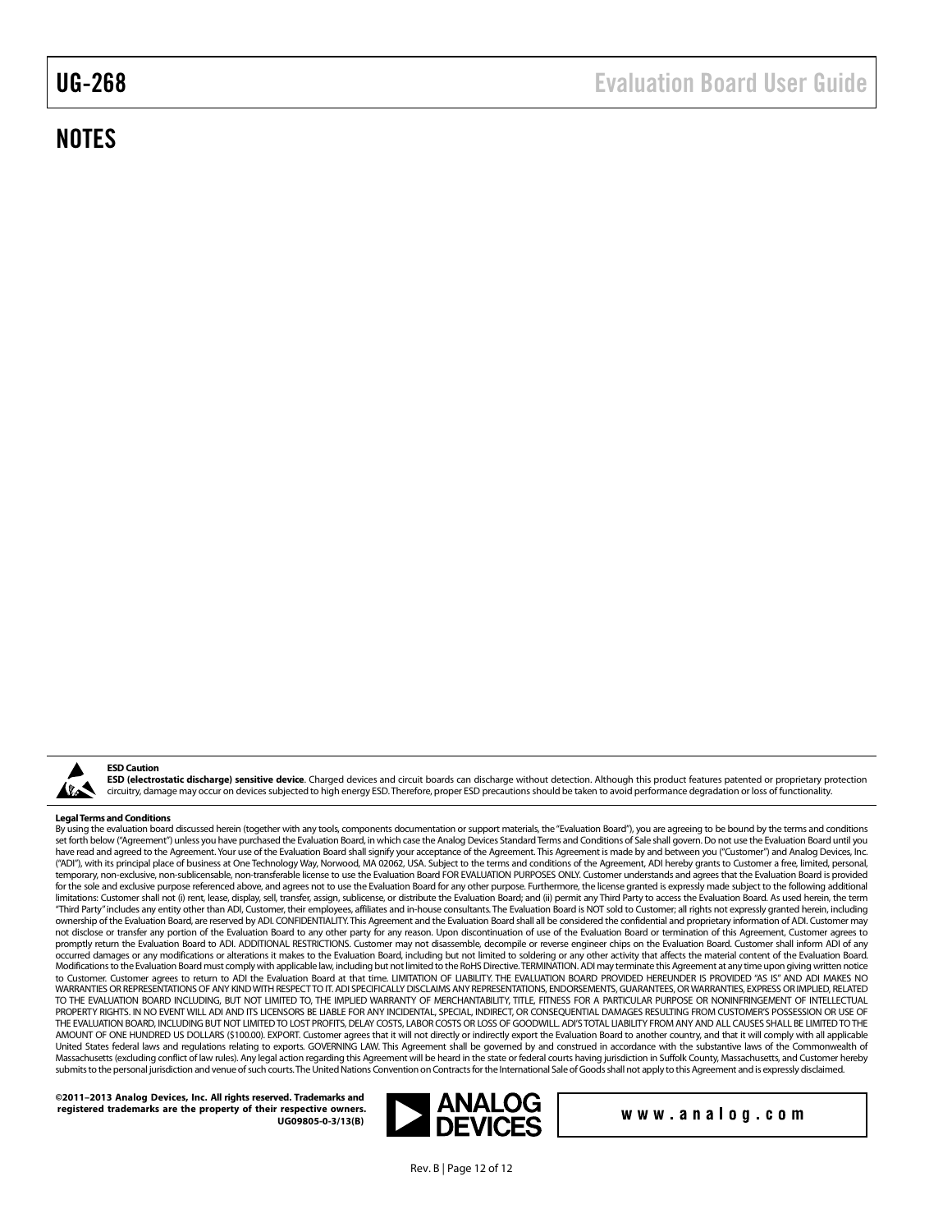## NOTES

**ESD Caution**

**ESD (electrostatic discharge) sensitive device**. Charged devices and circuit boards can discharge without detection. Although this product features patented or proprietary protection circuitry, damage may occur on devices subjected to high energy ESD. Therefore, proper ESD precautions should be taken to avoid performance degradation or loss of functionality.

**Legal Terms and Conditions**

By using the evaluation board discussed herein (together with any tools, components documentation or support materials, the "Evaluation Board"), you are agreeing to be bound by the terms and conditions set forth below ("Agreement") unless you have purchased the Evaluation Board, in which case the Analog Devices Standard Terms and Conditions of Sale shall govern. Do not use the Evaluation Board until you have read and agreed to the Agreement. Your use of the Evaluation Board shall signify your acceptance of the Agreement. This Agreement is made by and between you ("Customer") and Analog Devices, Inc. ("ADI"), with its principal place of business at One Technology Way, Norwood, MA 02062, USA. Subject to the terms and conditions of the Agreement, ADI hereby grants to Customer a free, limited, personal, temporary, non-exclusive, non-sublicensable, non-transferable license to use the Evaluation Board FOR EVALUATION PURPOSES ONLY. Customer understands and agrees that the Evaluation Board is provided for the sole and exclusive purpose referenced above, and agrees not to use the Evaluation Board for any other purpose. Furthermore, the license granted is expressly made subject to the following additional limitations: Customer shall not (i) rent, lease, display, sell, transfer, assign, sublicense, or distribute the Evaluation Board; and (ii) permit any Third Party to access the Evaluation Board. As used herein, the term "Third Party" includes any entity other than ADI, Customer, their employees, affiliates and in-house consultants. The Evaluation Board is NOT sold to Customer; all rights not expressly granted herein, including ownership of the Evaluation Board, are reserved by ADI. CONFIDENTIALITY. This Agreement and the Evaluation Board shall all be considered the confidential and proprietary information of ADI. Customer may not disclose or transfer any portion of the Evaluation Board to any other party for any reason. Upon discontinuation of use of the Evaluation Board or termination of this Agreement, Customer agrees to promptly return the Evaluation Board to ADI. ADDITIONAL RESTRICTIONS. Customer may not disassemble, decompile or reverse engineer chips on the Evaluation Board. Customer shall inform ADI of any occurred damages or any modifications or alterations it makes to the Evaluation Board, including but not limited to soldering or any other activity that affects the material content of the Evaluation Board. Modifications to the Evaluation Board must comply with applicable law, including but not limited to the RoHS Directive. TERMINATION. ADI may terminate this Agreement at any time upon giving written notice to Customer. Customer agrees to return to ADI the Evaluation Board at that time. LIMITATION OF LIABILITY. THE EVALUATION BOARD PROVIDED HEREUNDER IS PROVIDED "AS IS" AND ADI MAKES NO WARRANTIES OR REPRESENTATIONS OF ANY KIND WITH RESPECT TO IT. ADI SPECIFICALLY DISCLAIMS ANY REPRESENTATIONS, ENDORSEMENTS, GUARANTEES, OR WARRANTIES, EXPRESS OR IMPLIED, RELATED TO THE EVALUATION BOARD INCLUDING, BUT NOT LIMITED TO, THE IMPLIED WARRANTY OF MERCHANTABILITY, TITLE, FITNESS FOR A PARTICULAR PURPOSE OR NONINFRINGEMENT OF INTELLECTUAL PROPERTY RIGHTS. IN NO EVENT WILL ADI AND ITS LICENSORS BE LIABLE FOR ANY INCIDENTAL, SPECIAL, INDIRECT, OR CONSEQUENTIAL DAMAGES RESULTING FROM CUSTOMER'S POSSESSION OR USE OF THE EVALUATION BOARD, INCLUDING BUT NOT LIMITED TO LOST PROFITS, DELAY COSTS, LABOR COSTS OR LOSS OF GOODWILL. ADI'S TOTAL LIABILITY FROM ANY AND ALL CAUSES SHALL BE LIMITED TO THE AMOUNT OF ONE HUNDRED US DOLLARS ($100.00). EXPORT. Customer agrees that it will not directly or indirectly export the Evaluation Board to another country, and that it will comply with all applicable United States federal laws and regulations relating to exports. GOVERNING LAW. This Agreement shall be governed by and construed in accordance with the substantive laws of the Commonwealth of Massachusetts (excluding conflict of law rules). Any legal action regarding this Agreement will be heard in the state or federal courts having jurisdiction in Suffolk County, Massachusetts, and Customer hereby submits to the personal jurisdiction and venue of such courts. The United Nations Convention on Contracts for the International Sale of Goods shall not apply to this Agreement and is expressly disclaimed.

**©2011–2013 Analog Devices, Inc. All rights reserved. Trademarks and registered trademarks are the property of their respective owners. UG09805-0-3/13(B)**

ANALOG DEVICES

www.analog.com